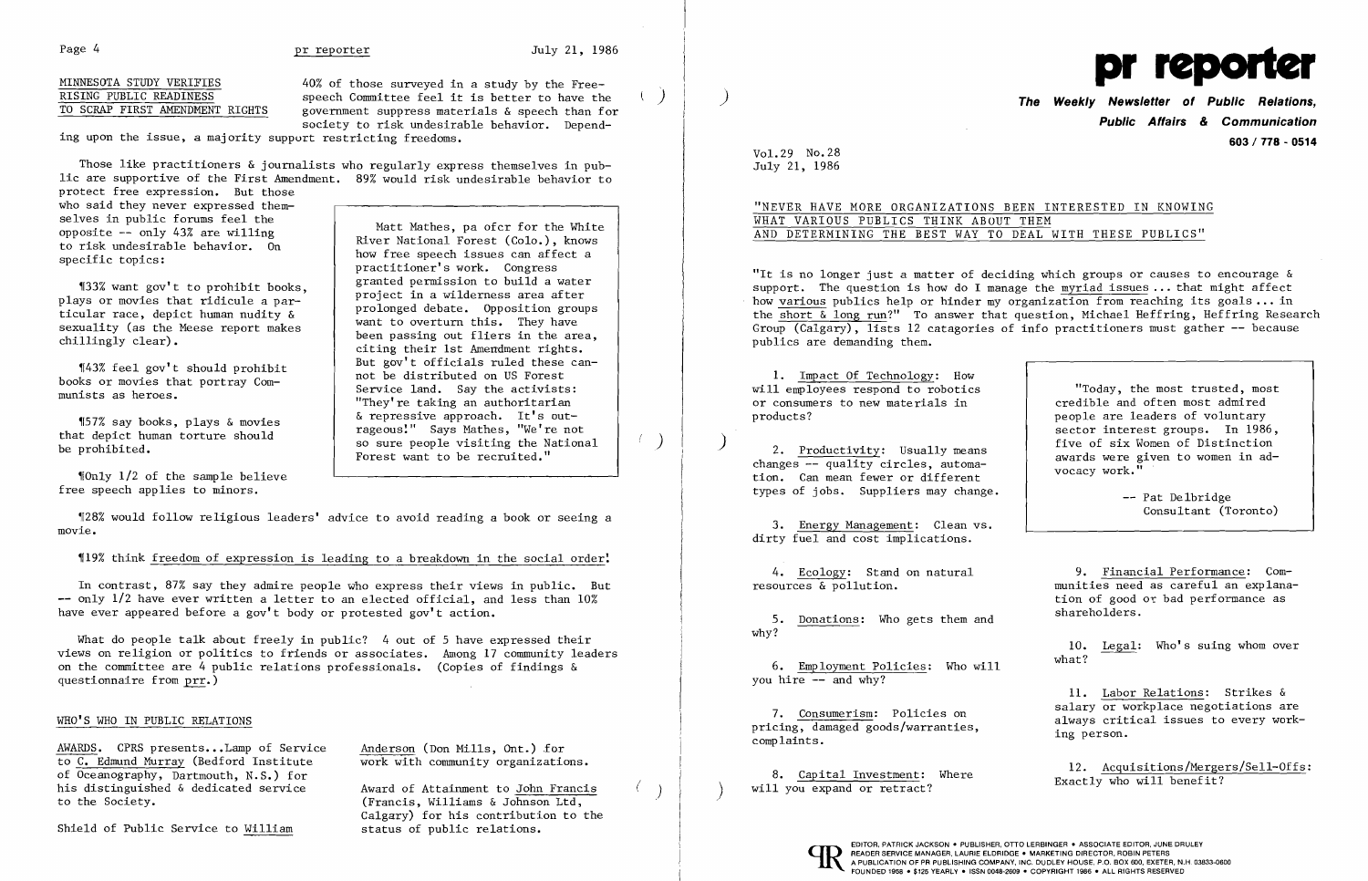## MINNESOTA STUDY VERIFIES RISING PUBLIC READINESS TO SCRAP FIRST AMENDMENT RIGHTS

40% of those surveyed in a study by the Free-speech Committee feel it is better to have the government suppress materials & speech than for society to risk undesirable behavior. Depending upon the issue, a majority support restricting freedoms.

Those like practitioners & journalists who regularly express themselves in public are supportive of the First Amendment. 89% would risk undesirable behavior to protect free expression. But those who said they never expressed themselves in public forums feel the opposite -- only 43% are willing to risk undesirable behavior. On specific topics:

¶33% want gov't to prohibit books, plays or movies that ridicule a particular race, depict human nudity & sexuality (as the Meese report makes chillingly clear).

¶43% feel gov't should prohibit books or movies that portray Communists as heroes.

¶57% say books, plays & movies that depict human torture should be prohibited.

¶Only 1/2 of the sample believe free speech applies to minors.

> Matt Mathes, pa ofcr for the White River National Forest (Colo.), knows how free speech issues can affect a practitioner's work. Congress granted permission to build a water project in a wilderness area after prolonged debate. Opposition groups want to overturn this. They have been passing out fliers in the area, citing their 1st Amendment rights. But gov't officials ruled these cannot be distributed on US Forest Service land. Say the activists: "They're taking an authoritarian & repressive approach. It's outrageous!" Says Mathes, "We're not so sure people visiting the National Forest want to be recruited."

¶28% would follow religious leaders' advice to avoid reading a book or seeing a movie.

¶19% think freedom of expression is leading to a breakdown in the social order!

In contrast, 87% say they admire people who express their views in public. But -- only 1/2 have ever written a letter to an elected official, and less than 10% have ever appeared before a gov't body or protested gov't action.

What do people talk about freely in public? 4 out of 5 have expressed their views on religion or politics to friends or associates. Among 17 community leaders on the committee are 4 public relations professionals. (Copies of findings & questionnaire from prr.)

## WHO'S WHO IN PUBLIC RELATIONS

AWARDS. CPRS presents...Lamp of Service to C. Edmund Murray (Bedford Institute of Oceanography, Dartmouth, N.S.) for his distinguished & dedicated service to the Society.

Shield of Public Service to William Anderson (Don Mills, Ont.) for work with community organizations.

Award of Attainment to John Francis (Francis, Williams & Johnson Ltd, Calgary) for his contribution to the status of public relations.

# pr reporter

**The Weekly Newsletter of Public Relations, Public Affairs & Communication**

603 / 778 - 0514

Vol.29 No.28
July 21, 1986

## "NEVER HAVE MORE ORGANIZATIONS BEEN INTERESTED IN KNOWING WHAT VARIOUS PUBLICS THINK ABOUT THEM AND DETERMINING THE BEST WAY TO DEAL WITH THESE PUBLICS"

"It is no longer just a matter of deciding which groups or causes to encourage & support. The question is how do I manage the myriad issues ... that might affect how various publics help or hinder my organization from reaching its goals ... in the short & long run?" To answer that question, Michael Heffring, Heffring Research Group (Calgary), lists 12 catagories of info practitioners must gather -- because publics are demanding them.

1. Impact Of Technology: How will employees respond to robotics or consumers to new materials in products?

2. Productivity: Usually means changes -- quality circles, automation. Can mean fewer or different types of jobs. Suppliers may change.

3. Energy Management: Clean vs. dirty fuel and cost implications.

4. Ecology: Stand on natural resources & pollution.

5. Donations: Who gets them and why?

6. Employment Policies: Who will you hire -- and why?

7. Consumerism: Policies on pricing, damaged goods/warranties, complaints.

8. Capital Investment: Where will you expand or retract?

> "Today, the most trusted, most credible and often most admired people are leaders of voluntary sector interest groups. In 1986, five of six Women of Distinction awards were given to women in advocacy work."
>
> -- Pat Delbridge
> Consultant (Toronto)

9. Financial Performance: Communities need as careful an explanation of good or bad performance as shareholders.

10. Legal: Who's suing whom over what?

11. Labor Relations: Strikes & salary or workplace negotiations are always critical issues to every working person.

12. Acquisitions/Mergers/Sell-Offs: Exactly who will benefit?

EDITOR, PATRICK JACKSON • PUBLISHER, OTTO LERBINGER • ASSOCIATE EDITOR, JUNE DRULEY
READER SERVICE MANAGER, LAURIE ELDRIDGE • MARKETING DIRECTOR, ROBIN PETERS
A PUBLICATION OF PR PUBLISHING COMPANY, INC. DUDLEY HOUSE, P.O. BOX 600, EXETER, N.H. 03833-0600
FOUNDED 1958 • $125 YEARLY • ISSN 0048-2609 • COPYRIGHT 1986 • ALL RIGHTS RESERVED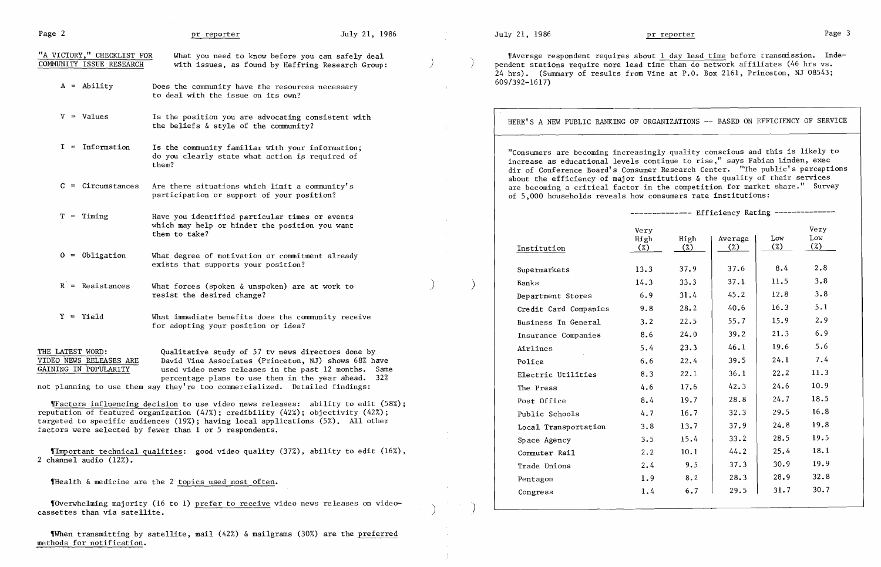### "A VICTORY," CHECKLIST FOR COMMUNITY ISSUE RESEARCH

What you need to know before you can safely deal with issues, as found by Heffring Research Group:

- **A = Ability** — Does the community have the resources necessary to deal with the issue on its own?
- **V = Values** — Is the position you are advocating consistent with the beliefs & style of the community?
- **I = Information** — Is the community familiar with your information; do you clearly state what action is required of them?
- **C = Circumstances** — Are there situations which limit a community's participation or support of your position?
- **T = Timing** — Have you identified particular times or events which may help or hinder the position you want them to take?
- **O = Obligation** — What degree of motivation or commitment already exists that supports your position?
- **R = Resistances** — What forces (spoken & unspoken) are at work to resist the desired change?
- **Y = Yield** — What immediate benefits does the community receive for adopting your position or idea?

### THE LATEST WORD: VIDEO NEWS RELEASES ARE GAINING IN POPULARITY

Qualitative study of 57 tv news directors done by David Vine Associates (Princeton, NJ) shows 68% have used video news releases in the past 12 months. Same percentage plans to use them in the year ahead. 32% not planning to use them say they're too commercialized. Detailed findings:

¶Factors influencing decision to use video news releases: ability to edit (58%); reputation of featured organization (47%); credibility (42%); objectivity (42%); targeted to specific audiences (19%); having local applications (5%). All other factors were selected by fewer than 1 or 5 respondents.

¶Important technical qualities: good video quality (37%), ability to edit (16%), 2 channel audio (12%).

¶Health & medicine are the 2 topics used most often.

¶Overwhelming majority (16 to 1) prefer to receive video news releases on videocassettes than via satellite.

¶When transmitting by satellite, mail (42%) & mailgrams (30%) are the preferred methods for notification.

¶Average respondent requires about 1 day lead time before transmission. Independent stations require more lead time than do network affiliates (46 hrs vs. 24 hrs). (Summary of results from Vine at P.O. Box 2161, Princeton, NJ 08543; 609/392-1617)

### HERE'S A NEW PUBLIC RANKING OF ORGANIZATIONS -- BASED ON EFFICIENCY OF SERVICE

"Consumers are becoming increasingly quality conscious and this is likely to increase as educational levels continue to rise," says Fabian Linden, exec dir of Conference Board's Consumer Research Center. "The public's perceptions about the efficiency of major institutions & the quality of their services are becoming a critical factor in the competition for market share." Survey of 5,000 households reveals how consumers rate institutions:

| | Efficiency Rating | | | | |
|---|---|---|---|---|---|
| Institution | Very High (%) | High (%) | Average (%) | Low (%) | Very Low (%) |
| Supermarkets | 13.3 | 37.9 | 37.6 | 8.4 | 2.8 |
| Banks | 14.3 | 33.3 | 37.1 | 11.5 | 3.8 |
| Department Stores | 6.9 | 31.4 | 45.2 | 12.8 | 3.8 |
| Credit Card Companies | 9.8 | 28.2 | 40.6 | 16.3 | 5.1 |
| Business In General | 3.2 | 22.5 | 55.7 | 15.9 | 2.9 |
| Insurance Companies | 8.6 | 24.0 | 39.2 | 21.3 | 6.9 |
| Airlines | 5.4 | 23.3 | 46.1 | 19.6 | 5.6 |
| Police | 6.6 | 22.4 | 39.5 | 24.1 | 7.4 |
| Electric Utilities | 8.3 | 22.1 | 36.1 | 22.2 | 11.3 |
| The Press | 4.6 | 17.6 | 42.3 | 24.6 | 10.9 |
| Post Office | 8.4 | 19.7 | 28.8 | 24.7 | 18.5 |
| Public Schools | 4.7 | 16.7 | 32.3 | 29.5 | 16.8 |
| Local Transportation | 3.8 | 13.7 | 37.9 | 24.8 | 19.8 |
| Space Agency | 3.5 | 15.4 | 33.2 | 28.5 | 19.5 |
| Commuter Rail | 2.2 | 10.1 | 44.2 | 25.4 | 18.1 |
| Trade Unions | 2.4 | 9.5 | 37.3 | 30.9 | 19.9 |
| Pentagon | 1.9 | 8.2 | 28.3 | 28.9 | 32.8 |
| Congress | 1.4 | 6.7 | 29.5 | 31.7 | 30.7 |